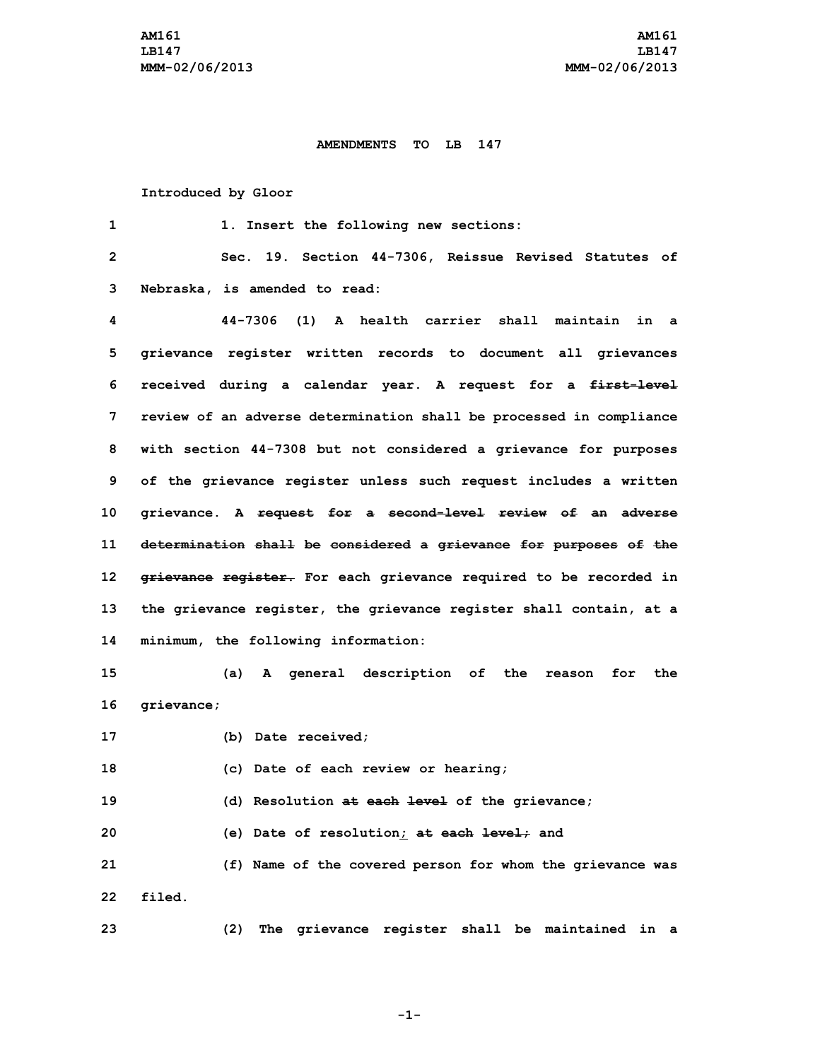**AMENDMENTS TO LB 147**

Introduced by Gloor

1. Insert the following new sections:

Sec. 19. Section 44-7306, Reissue Revised Statutes of Nebraska, is amended to read:

44-7306 (1) A health carrier shall maintain in a grievance register written records to document all grievances received during a calendar year. A request for a ~~first-level~~ review of an adverse determination shall be processed in compliance with section 44-7308 but not considered a grievance for purposes of the grievance register unless such request includes a written grievance. A ~~request for a second-level review of an adverse determination shall be considered a grievance for purposes of the grievance register.~~ For each grievance required to be recorded in the grievance register, the grievance register shall contain, at a minimum, the following information:

(a) A general description of the reason for the grievance;

(b) Date received;

(c) Date of each review or hearing;

(d) Resolution ~~at each level~~ of the grievance;

(e) Date of resolution; ~~at each level;~~ and

(f) Name of the covered person for whom the grievance was filed.

(2) The grievance register shall be maintained in a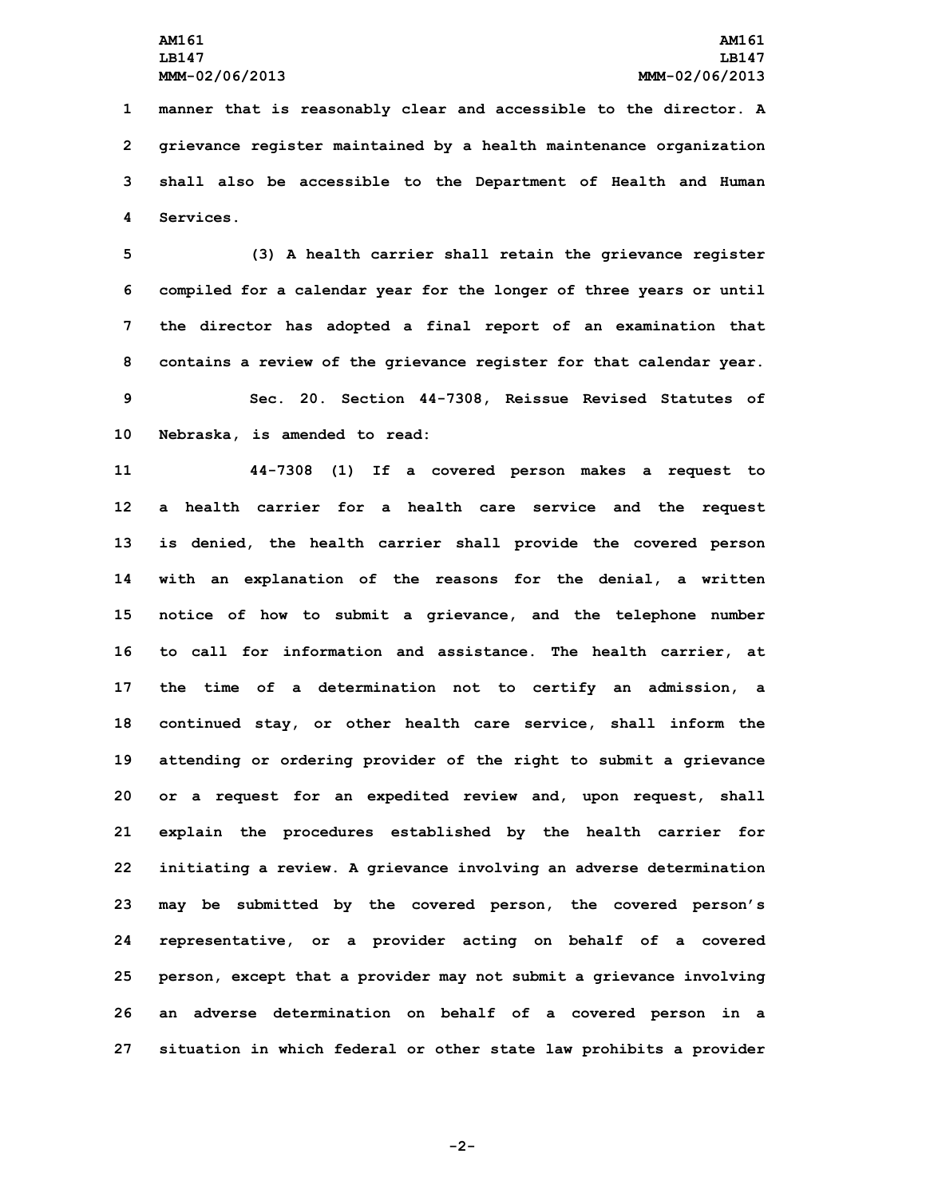manner that is reasonably clear and accessible to the director. A grievance register maintained by a health maintenance organization shall also be accessible to the Department of Health and Human Services.

(3) A health carrier shall retain the grievance register compiled for a calendar year for the longer of three years or until the director has adopted a final report of an examination that contains a review of the grievance register for that calendar year.

Sec. 20. Section 44-7308, Reissue Revised Statutes of Nebraska, is amended to read:

44-7308 (1) If a covered person makes a request to a health carrier for a health care service and the request is denied, the health carrier shall provide the covered person with an explanation of the reasons for the denial, a written notice of how to submit a grievance, and the telephone number to call for information and assistance. The health carrier, at the time of a determination not to certify an admission, a continued stay, or other health care service, shall inform the attending or ordering provider of the right to submit a grievance or a request for an expedited review and, upon request, shall explain the procedures established by the health carrier for initiating a review. A grievance involving an adverse determination may be submitted by the covered person, the covered person's representative, or a provider acting on behalf of a covered person, except that a provider may not submit a grievance involving an adverse determination on behalf of a covered person in a situation in which federal or other state law prohibits a provider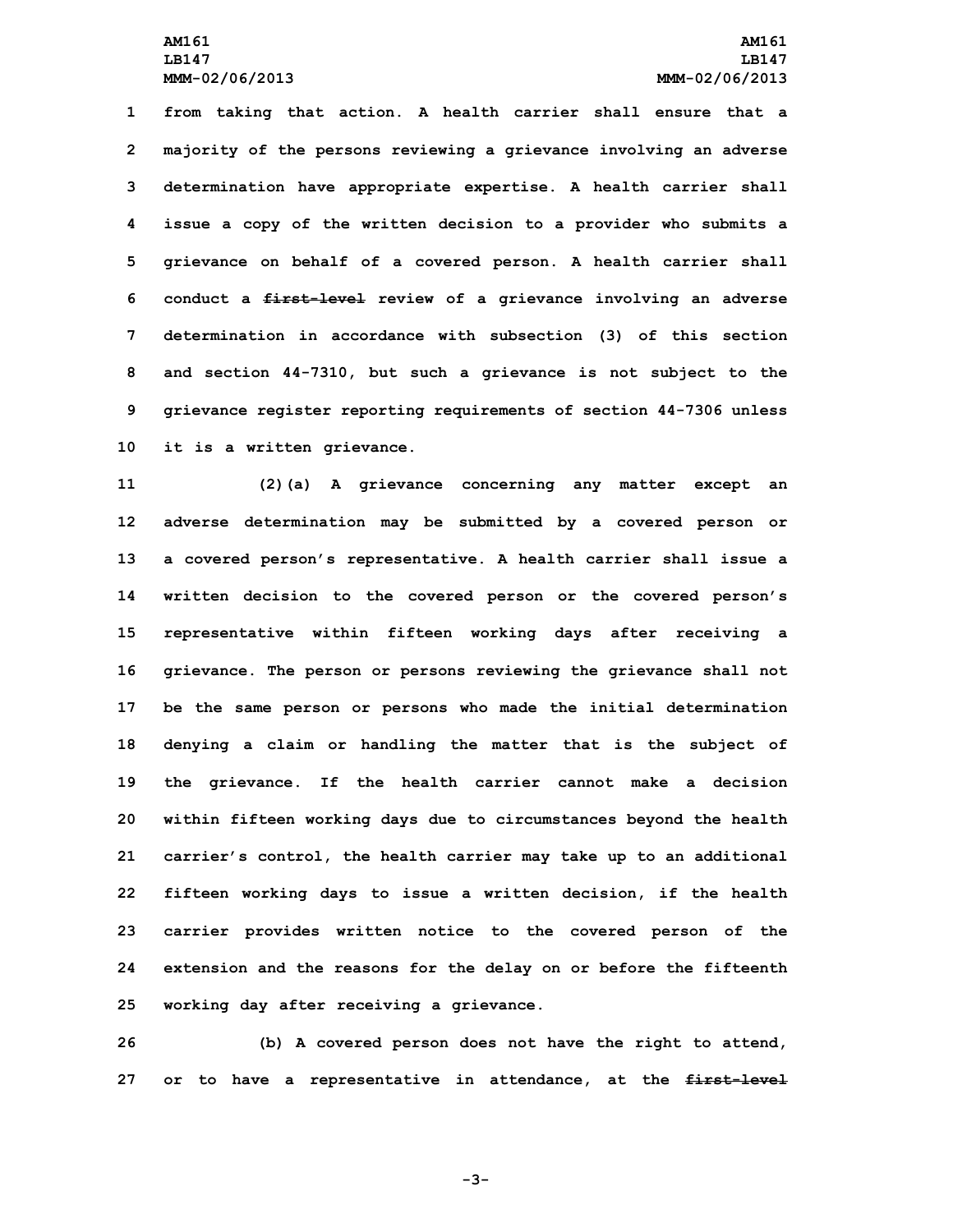from taking that action. A health carrier shall ensure that a majority of the persons reviewing a grievance involving an adverse determination have appropriate expertise. A health carrier shall issue a copy of the written decision to a provider who submits a grievance on behalf of a covered person. A health carrier shall conduct a ~~first-level~~ review of a grievance involving an adverse determination in accordance with subsection (3) of this section and section 44-7310, but such a grievance is not subject to the grievance register reporting requirements of section 44-7306 unless it is a written grievance.

(2)(a) A grievance concerning any matter except an adverse determination may be submitted by a covered person or a covered person's representative. A health carrier shall issue a written decision to the covered person or the covered person's representative within fifteen working days after receiving a grievance. The person or persons reviewing the grievance shall not be the same person or persons who made the initial determination denying a claim or handling the matter that is the subject of the grievance. If the health carrier cannot make a decision within fifteen working days due to circumstances beyond the health carrier's control, the health carrier may take up to an additional fifteen working days to issue a written decision, if the health carrier provides written notice to the covered person of the extension and the reasons for the delay on or before the fifteenth working day after receiving a grievance.

(b) A covered person does not have the right to attend, or to have a representative in attendance, at the ~~first-level~~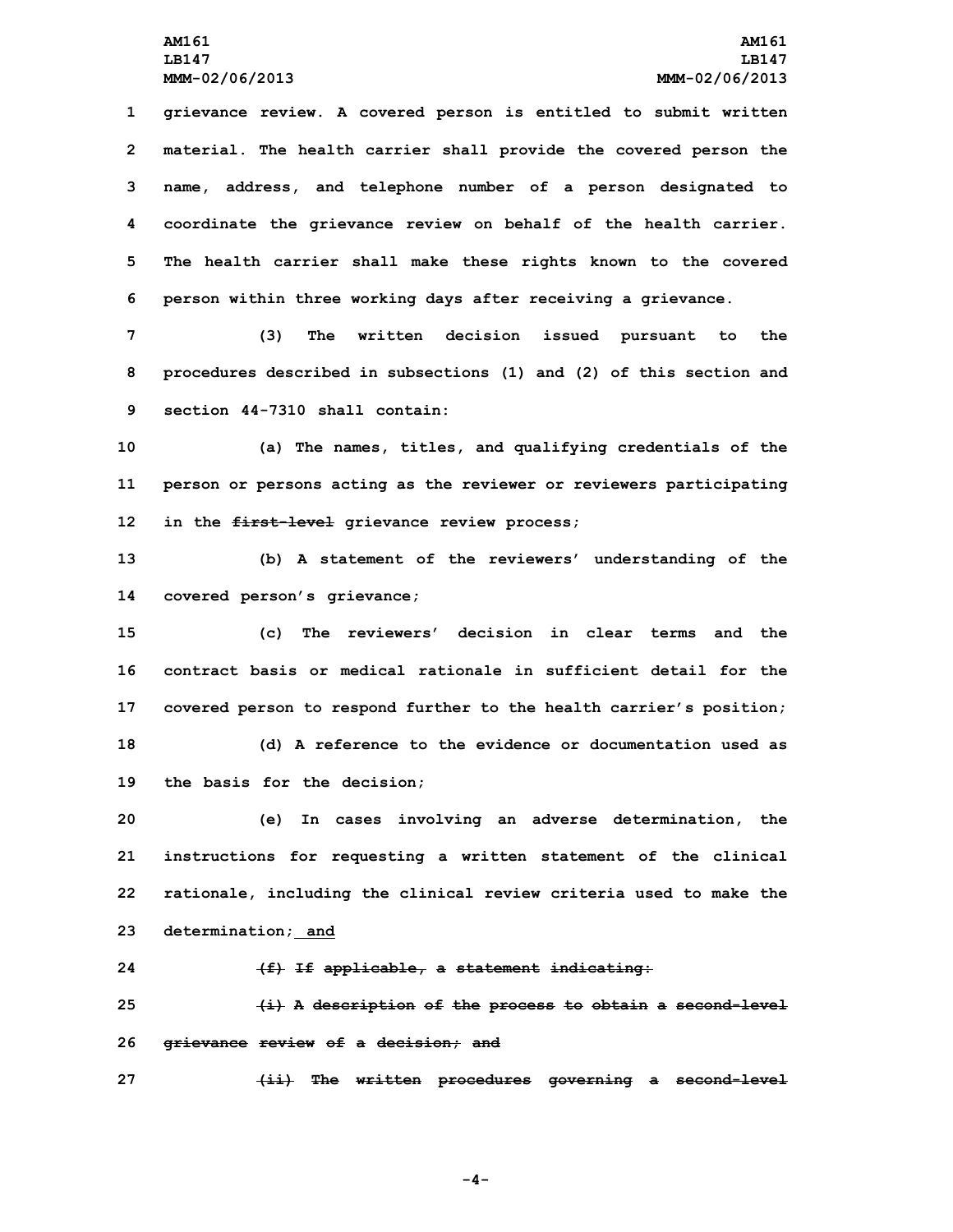grievance review. A covered person is entitled to submit written material. The health carrier shall provide the covered person the name, address, and telephone number of a person designated to coordinate the grievance review on behalf of the health carrier. The health carrier shall make these rights known to the covered person within three working days after receiving a grievance.

(3) The written decision issued pursuant to the procedures described in subsections (1) and (2) of this section and section 44-7310 shall contain:

(a) The names, titles, and qualifying credentials of the person or persons acting as the reviewer or reviewers participating in the ~~first-level~~ grievance review process;

(b) A statement of the reviewers' understanding of the covered person's grievance;

(c) The reviewers' decision in clear terms and the contract basis or medical rationale in sufficient detail for the covered person to respond further to the health carrier's position;

(d) A reference to the evidence or documentation used as the basis for the decision;

(e) In cases involving an adverse determination, the instructions for requesting a written statement of the clinical rationale, including the clinical review criteria used to make the determination; <u>and</u>

~~(f) If applicable, a statement indicating:~~

~~(i) A description of the process to obtain a second-level grievance review of a decision; and~~

~~(ii) The written procedures governing a second-level~~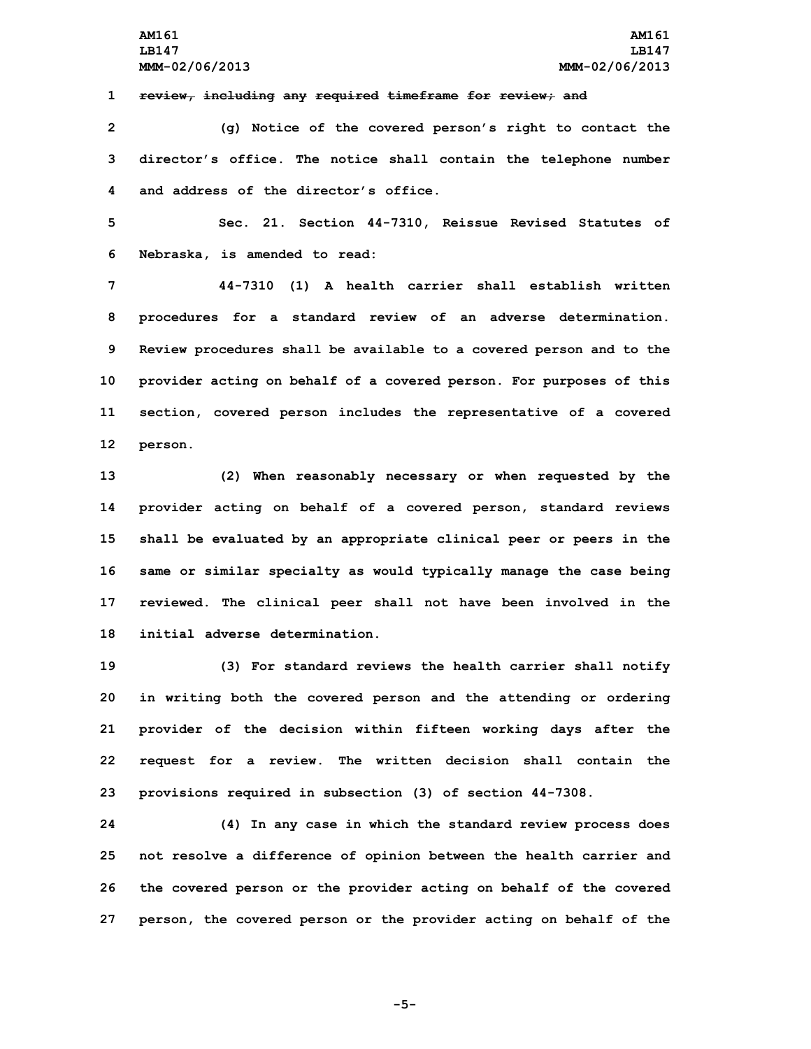~~review, including any required timeframe for review; and~~

(g) Notice of the covered person's right to contact the director's office. The notice shall contain the telephone number and address of the director's office.

Sec. 21. Section 44-7310, Reissue Revised Statutes of Nebraska, is amended to read:

44-7310 (1) A health carrier shall establish written procedures for a standard review of an adverse determination. Review procedures shall be available to a covered person and to the provider acting on behalf of a covered person. For purposes of this section, covered person includes the representative of a covered person.

(2) When reasonably necessary or when requested by the provider acting on behalf of a covered person, standard reviews shall be evaluated by an appropriate clinical peer or peers in the same or similar specialty as would typically manage the case being reviewed. The clinical peer shall not have been involved in the initial adverse determination.

(3) For standard reviews the health carrier shall notify in writing both the covered person and the attending or ordering provider of the decision within fifteen working days after the request for a review. The written decision shall contain the provisions required in subsection (3) of section 44-7308.

(4) In any case in which the standard review process does not resolve a difference of opinion between the health carrier and the covered person or the provider acting on behalf of the covered person, the covered person or the provider acting on behalf of the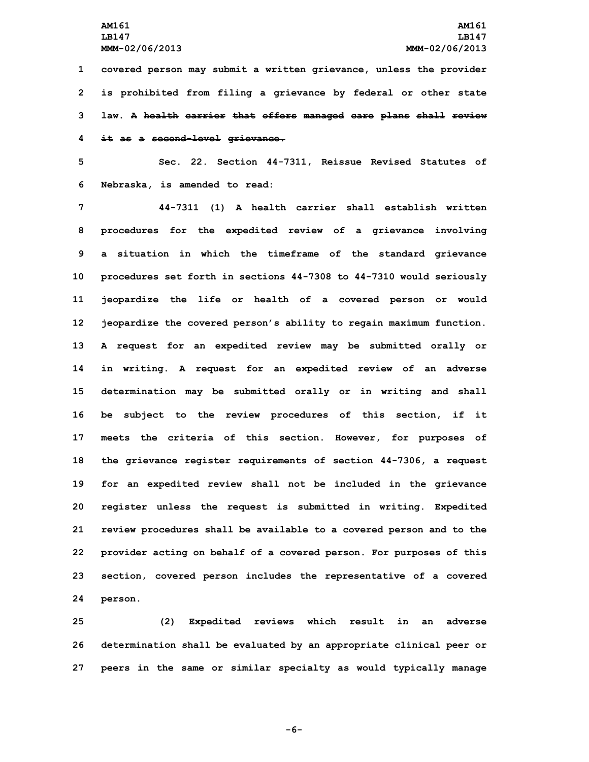covered person may submit a written grievance, unless the provider is prohibited from filing a grievance by federal or other state law. ~~A health carrier that offers managed care plans shall review it as a second-level grievance.~~

Sec. 22. Section 44-7311, Reissue Revised Statutes of Nebraska, is amended to read:

44-7311 (1) A health carrier shall establish written procedures for the expedited review of a grievance involving a situation in which the timeframe of the standard grievance procedures set forth in sections 44-7308 to 44-7310 would seriously jeopardize the life or health of a covered person or would jeopardize the covered person's ability to regain maximum function. A request for an expedited review may be submitted orally or in writing. A request for an expedited review of an adverse determination may be submitted orally or in writing and shall be subject to the review procedures of this section, if it meets the criteria of this section. However, for purposes of the grievance register requirements of section 44-7306, a request for an expedited review shall not be included in the grievance register unless the request is submitted in writing. Expedited review procedures shall be available to a covered person and to the provider acting on behalf of a covered person. For purposes of this section, covered person includes the representative of a covered person.

(2) Expedited reviews which result in an adverse determination shall be evaluated by an appropriate clinical peer or peers in the same or similar specialty as would typically manage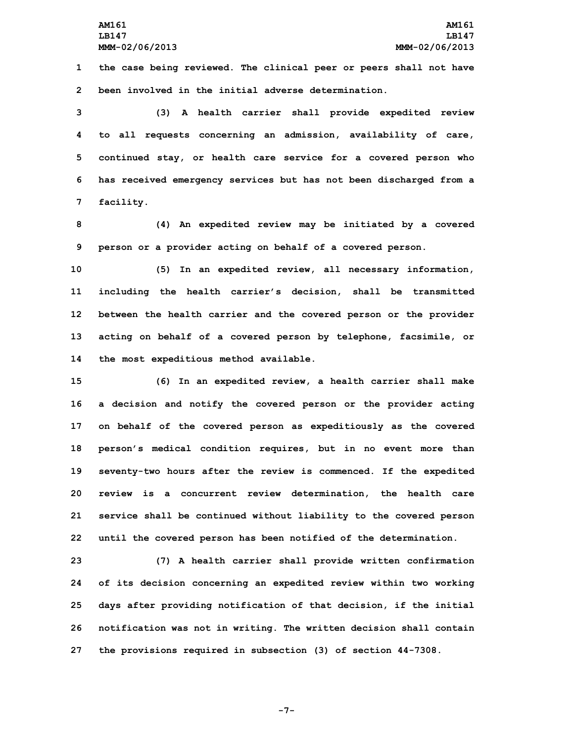the case being reviewed. The clinical peer or peers shall not have been involved in the initial adverse determination.

(3) A health carrier shall provide expedited review to all requests concerning an admission, availability of care, continued stay, or health care service for a covered person who has received emergency services but has not been discharged from a facility.

(4) An expedited review may be initiated by a covered person or a provider acting on behalf of a covered person.

(5) In an expedited review, all necessary information, including the health carrier's decision, shall be transmitted between the health carrier and the covered person or the provider acting on behalf of a covered person by telephone, facsimile, or the most expeditious method available.

(6) In an expedited review, a health carrier shall make a decision and notify the covered person or the provider acting on behalf of the covered person as expeditiously as the covered person's medical condition requires, but in no event more than seventy-two hours after the review is commenced. If the expedited review is a concurrent review determination, the health care service shall be continued without liability to the covered person until the covered person has been notified of the determination.

(7) A health carrier shall provide written confirmation of its decision concerning an expedited review within two working days after providing notification of that decision, if the initial notification was not in writing. The written decision shall contain the provisions required in subsection (3) of section 44-7308.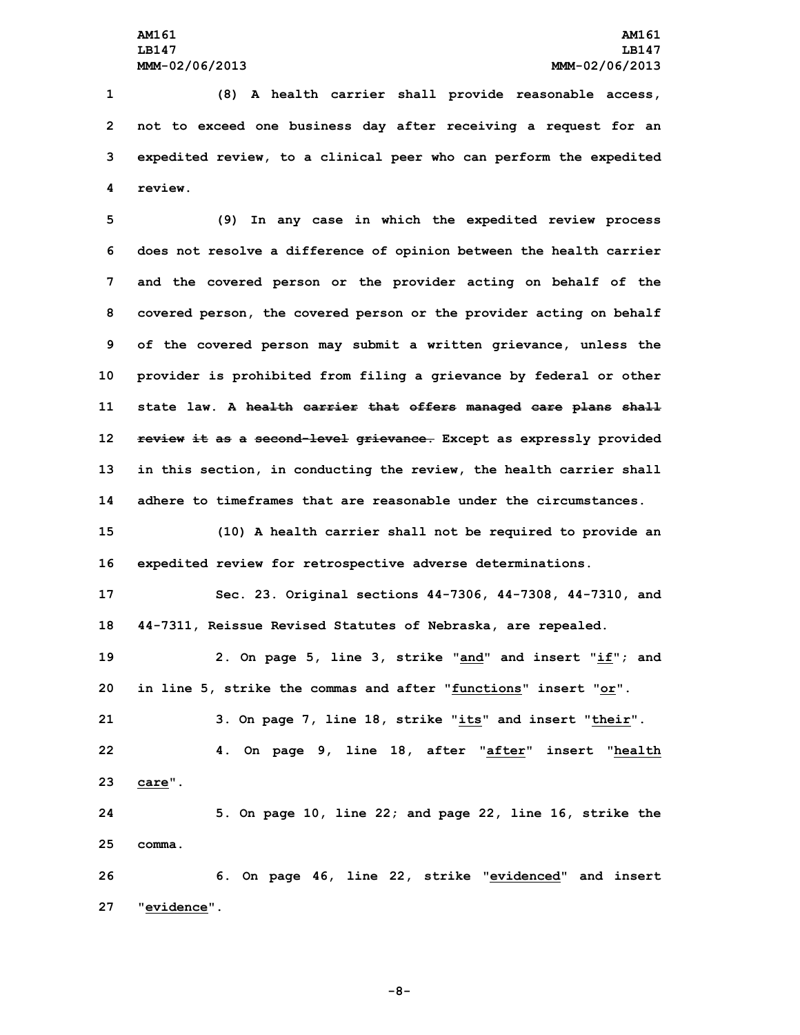(8) A health carrier shall provide reasonable access, not to exceed one business day after receiving a request for an expedited review, to a clinical peer who can perform the expedited review.

(9) In any case in which the expedited review process does not resolve a difference of opinion between the health carrier and the covered person or the provider acting on behalf of the covered person, the covered person or the provider acting on behalf of the covered person may submit a written grievance, unless the provider is prohibited from filing a grievance by federal or other state law. A ~~health carrier that offers managed care plans shall review it as a second-level grievance.~~ Except as expressly provided in this section, in conducting the review, the health carrier shall adhere to timeframes that are reasonable under the circumstances.

(10) A health carrier shall not be required to provide an expedited review for retrospective adverse determinations.

Sec. 23. Original sections 44-7306, 44-7308, 44-7310, and 44-7311, Reissue Revised Statutes of Nebraska, are repealed.

2. On page 5, line 3, strike "and" and insert "if"; and in line 5, strike the commas and after "functions" insert "or".

3. On page 7, line 18, strike "its" and insert "their".

4. On page 9, line 18, after "after" insert "health care".

5. On page 10, line 22; and page 22, line 16, strike the comma.

6. On page 46, line 22, strike "evidenced" and insert "evidence".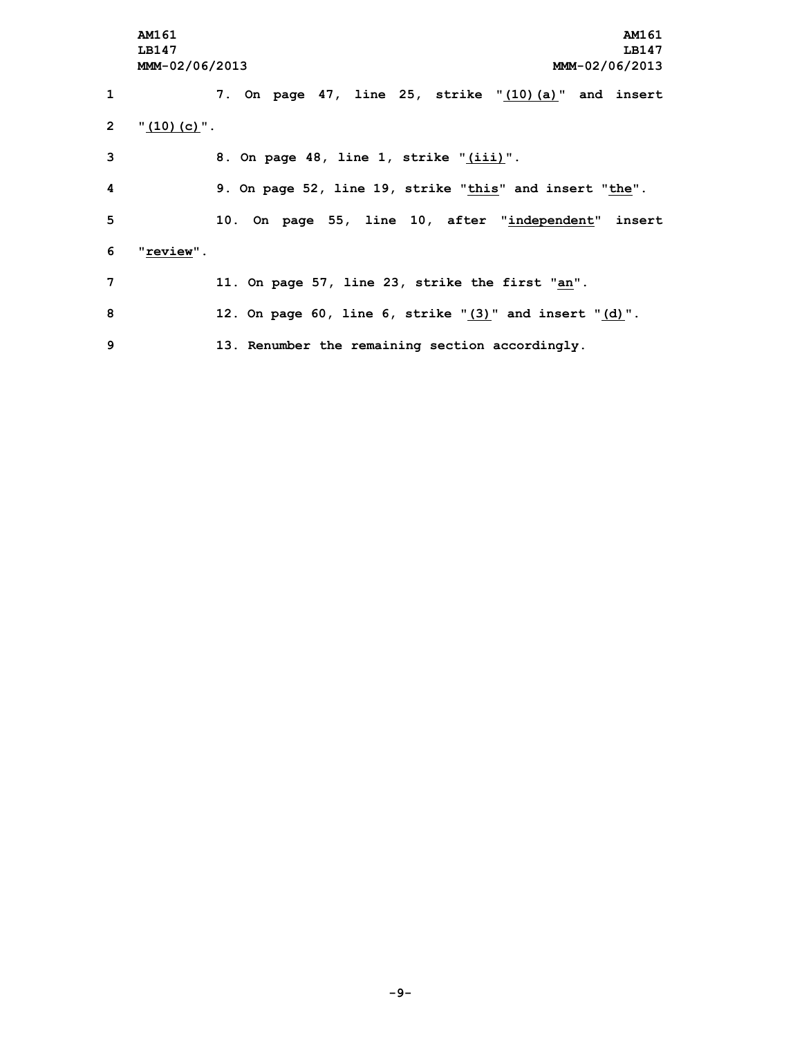7. On page 47, line 25, strike "(10)(a)" and insert "(10)(c)".

8. On page 48, line 1, strike "(iii)".

9. On page 52, line 19, strike "this" and insert "the".

10. On page 55, line 10, after "independent" insert "review".

11. On page 57, line 23, strike the first "an".

12. On page 60, line 6, strike "(3)" and insert "(d)".

13. Renumber the remaining section accordingly.